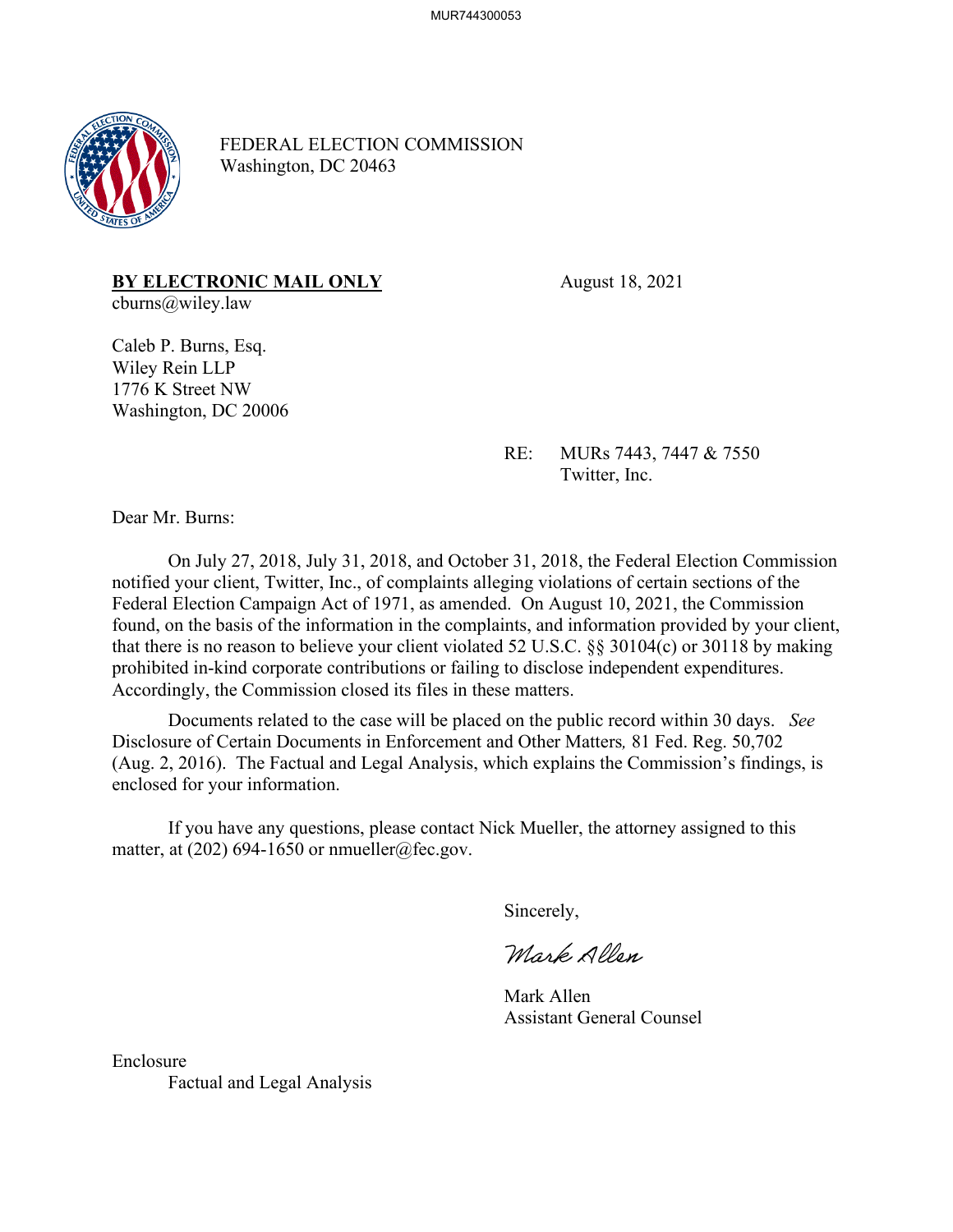FEDERAL ELECTION COMMISSION
Washington, DC 20463

**BY ELECTRONIC MAIL ONLY**
cburns@wiley.law

August 18, 2021

Caleb P. Burns, Esq.
Wiley Rein LLP
1776 K Street NW
Washington, DC 20006

RE: MURs 7443, 7447 & 7550
Twitter, Inc.

Dear Mr. Burns:

On July 27, 2018, July 31, 2018, and October 31, 2018, the Federal Election Commission notified your client, Twitter, Inc., of complaints alleging violations of certain sections of the Federal Election Campaign Act of 1971, as amended. On August 10, 2021, the Commission found, on the basis of the information in the complaints, and information provided by your client, that there is no reason to believe your client violated 52 U.S.C. §§ 30104(c) or 30118 by making prohibited in-kind corporate contributions or failing to disclose independent expenditures. Accordingly, the Commission closed its files in these matters.

Documents related to the case will be placed on the public record within 30 days. *See* Disclosure of Certain Documents in Enforcement and Other Matters*,* 81 Fed. Reg. 50,702 (Aug. 2, 2016). The Factual and Legal Analysis, which explains the Commission's findings, is enclosed for your information.

If you have any questions, please contact Nick Mueller, the attorney assigned to this matter, at (202) 694-1650 or nmueller@fec.gov.

Sincerely,

*Mark Allen*

Mark Allen
Assistant General Counsel

Enclosure
Factual and Legal Analysis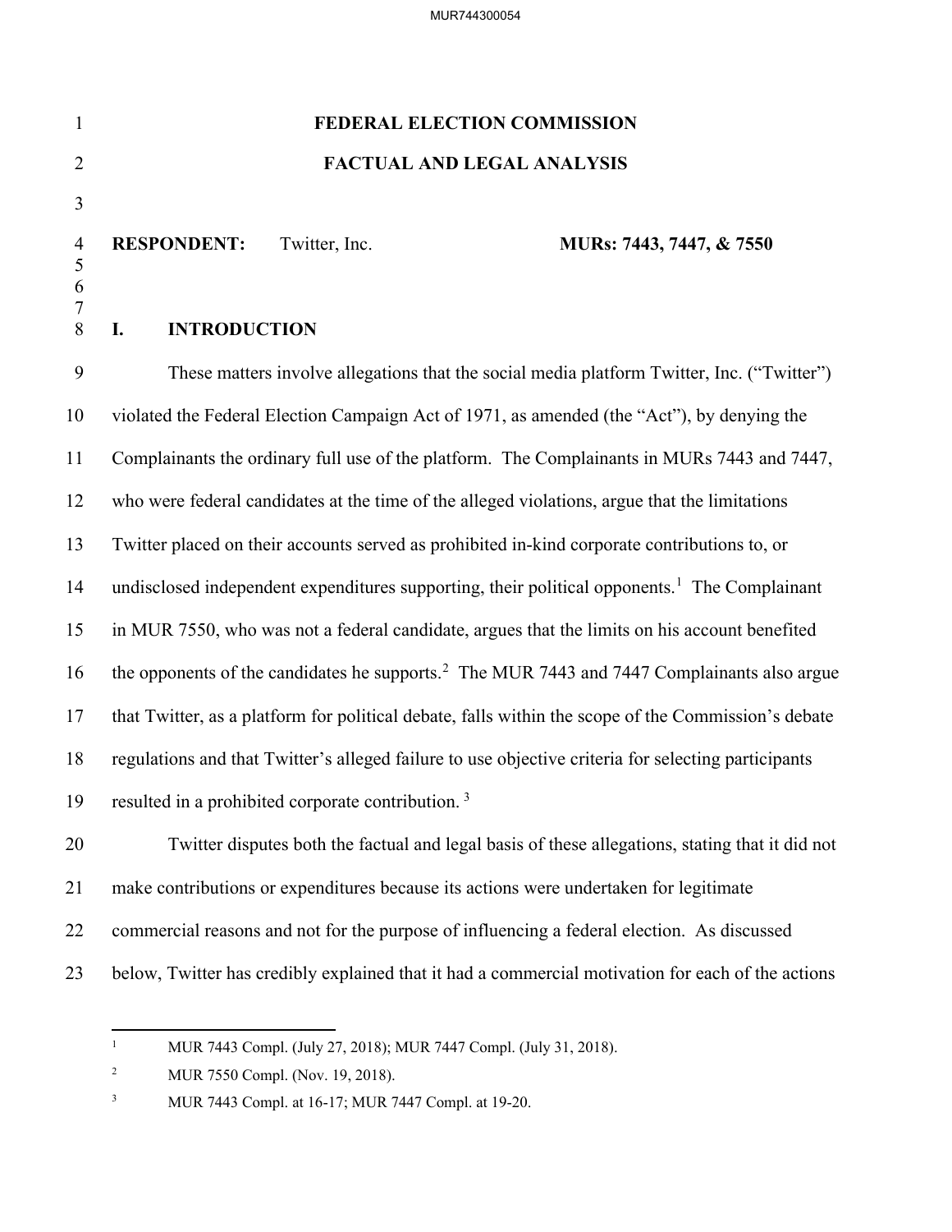# FEDERAL ELECTION COMMISSION

## FACTUAL AND LEGAL ANALYSIS

**RESPONDENT:** Twitter, Inc. **MURs: 7443, 7447, & 7550**

## I. INTRODUCTION

These matters involve allegations that the social media platform Twitter, Inc. ("Twitter") violated the Federal Election Campaign Act of 1971, as amended (the "Act"), by denying the Complainants the ordinary full use of the platform. The Complainants in MURs 7443 and 7447, who were federal candidates at the time of the alleged violations, argue that the limitations Twitter placed on their accounts served as prohibited in-kind corporate contributions to, or undisclosed independent expenditures supporting, their political opponents.[1] The Complainant in MUR 7550, who was not a federal candidate, argues that the limits on his account benefited the opponents of the candidates he supports.[2] The MUR 7443 and 7447 Complainants also argue that Twitter, as a platform for political debate, falls within the scope of the Commission's debate regulations and that Twitter's alleged failure to use objective criteria for selecting participants resulted in a prohibited corporate contribution.[3]

Twitter disputes both the factual and legal basis of these allegations, stating that it did not make contributions or expenditures because its actions were undertaken for legitimate commercial reasons and not for the purpose of influencing a federal election. As discussed below, Twitter has credibly explained that it had a commercial motivation for each of the actions

---

[1] MUR 7443 Compl. (July 27, 2018); MUR 7447 Compl. (July 31, 2018).

[2] MUR 7550 Compl. (Nov. 19, 2018).

[3] MUR 7443 Compl. at 16-17; MUR 7447 Compl. at 19-20.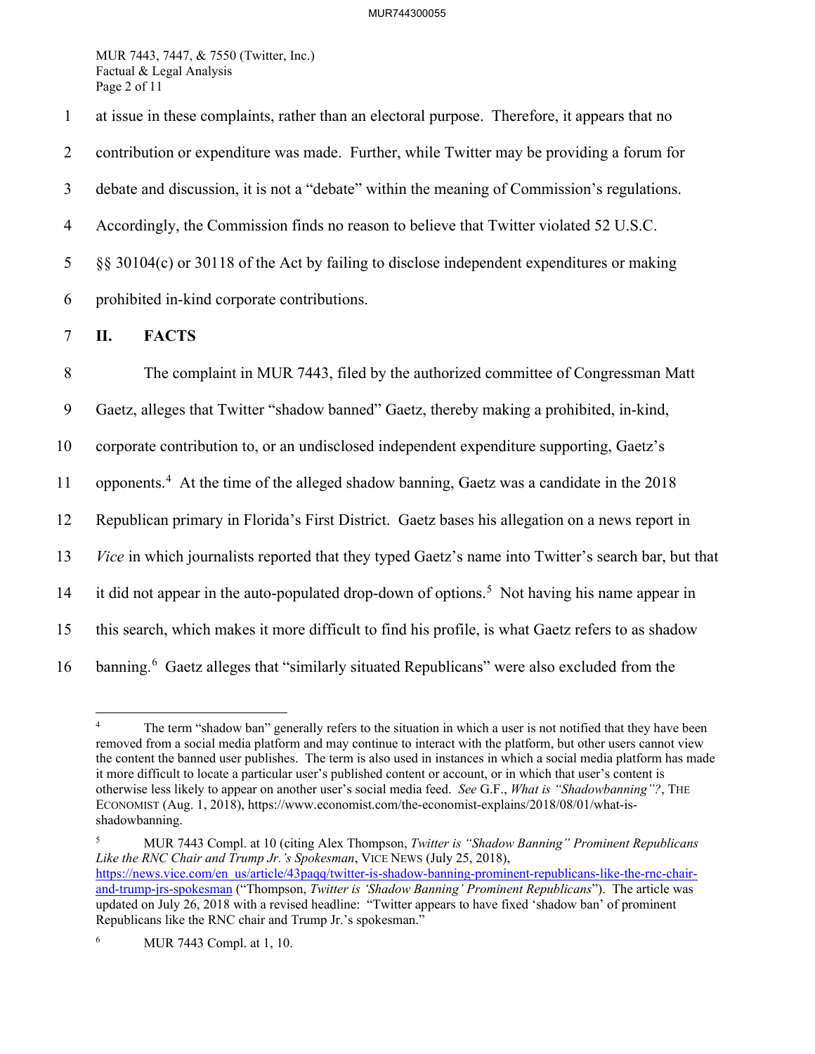at issue in these complaints, rather than an electoral purpose. Therefore, it appears that no contribution or expenditure was made. Further, while Twitter may be providing a forum for debate and discussion, it is not a "debate" within the meaning of Commission's regulations. Accordingly, the Commission finds no reason to believe that Twitter violated 52 U.S.C. §§ 30104(c) or 30118 of the Act by failing to disclose independent expenditures or making prohibited in-kind corporate contributions.

## II. FACTS

The complaint in MUR 7443, filed by the authorized committee of Congressman Matt Gaetz, alleges that Twitter "shadow banned" Gaetz, thereby making a prohibited, in-kind, corporate contribution to, or an undisclosed independent expenditure supporting, Gaetz's opponents.[4] At the time of the alleged shadow banning, Gaetz was a candidate in the 2018 Republican primary in Florida's First District. Gaetz bases his allegation on a news report in *Vice* in which journalists reported that they typed Gaetz's name into Twitter's search bar, but that it did not appear in the auto-populated drop-down of options.[5] Not having his name appear in this search, which makes it more difficult to find his profile, is what Gaetz refers to as shadow banning.[6] Gaetz alleges that "similarly situated Republicans" were also excluded from the

---

[4] The term "shadow ban" generally refers to the situation in which a user is not notified that they have been removed from a social media platform and may continue to interact with the platform, but other users cannot view the content the banned user publishes. The term is also used in instances in which a social media platform has made it more difficult to locate a particular user's published content or account, or in which that user's content is otherwise less likely to appear on another user's social media feed. *See* G.F., *What is "Shadowbanning"?*, THE ECONOMIST (Aug. 1, 2018), https://www.economist.com/the-economist-explains/2018/08/01/what-is-shadowbanning.

[5] MUR 7443 Compl. at 10 (citing Alex Thompson, *Twitter is "Shadow Banning" Prominent Republicans Like the RNC Chair and Trump Jr.'s Spokesman*, VICE NEWS (July 25, 2018), https://news.vice.com/en_us/article/43paqq/twitter-is-shadow-banning-prominent-republicans-like-the-rnc-chair-and-trump-jrs-spokesman ("Thompson, *Twitter is 'Shadow Banning' Prominent Republicans*"). The article was updated on July 26, 2018 with a revised headline: "Twitter appears to have fixed 'shadow ban' of prominent Republicans like the RNC chair and Trump Jr.'s spokesman."

[6] MUR 7443 Compl. at 1, 10.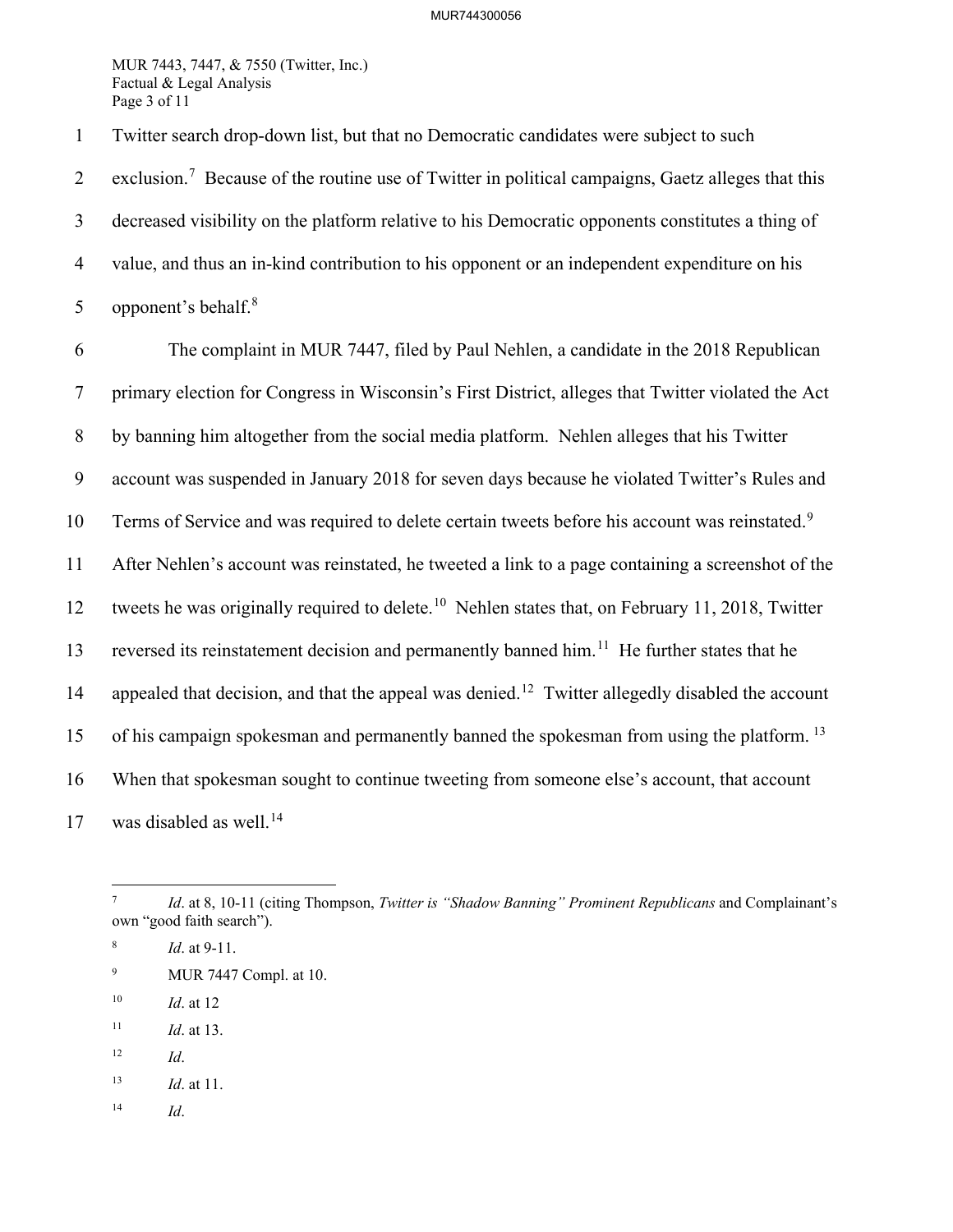Twitter search drop-down list, but that no Democratic candidates were subject to such exclusion.[7] Because of the routine use of Twitter in political campaigns, Gaetz alleges that this decreased visibility on the platform relative to his Democratic opponents constitutes a thing of value, and thus an in-kind contribution to his opponent or an independent expenditure on his opponent's behalf.[8]

The complaint in MUR 7447, filed by Paul Nehlen, a candidate in the 2018 Republican primary election for Congress in Wisconsin's First District, alleges that Twitter violated the Act by banning him altogether from the social media platform. Nehlen alleges that his Twitter account was suspended in January 2018 for seven days because he violated Twitter's Rules and Terms of Service and was required to delete certain tweets before his account was reinstated.[9] After Nehlen's account was reinstated, he tweeted a link to a page containing a screenshot of the tweets he was originally required to delete.[10] Nehlen states that, on February 11, 2018, Twitter reversed its reinstatement decision and permanently banned him.[11] He further states that he appealed that decision, and that the appeal was denied.[12] Twitter allegedly disabled the account of his campaign spokesman and permanently banned the spokesman from using the platform.[13] When that spokesman sought to continue tweeting from someone else's account, that account was disabled as well.[14]

---

[7] *Id*. at 8, 10-11 (citing Thompson, *Twitter is "Shadow Banning" Prominent Republicans* and Complainant's own "good faith search").

[8] *Id*. at 9-11.

[9] MUR 7447 Compl. at 10.

[10] *Id*. at 12

[11] *Id*. at 13.

[12] *Id*.

[13] *Id*. at 11.

[14] *Id*.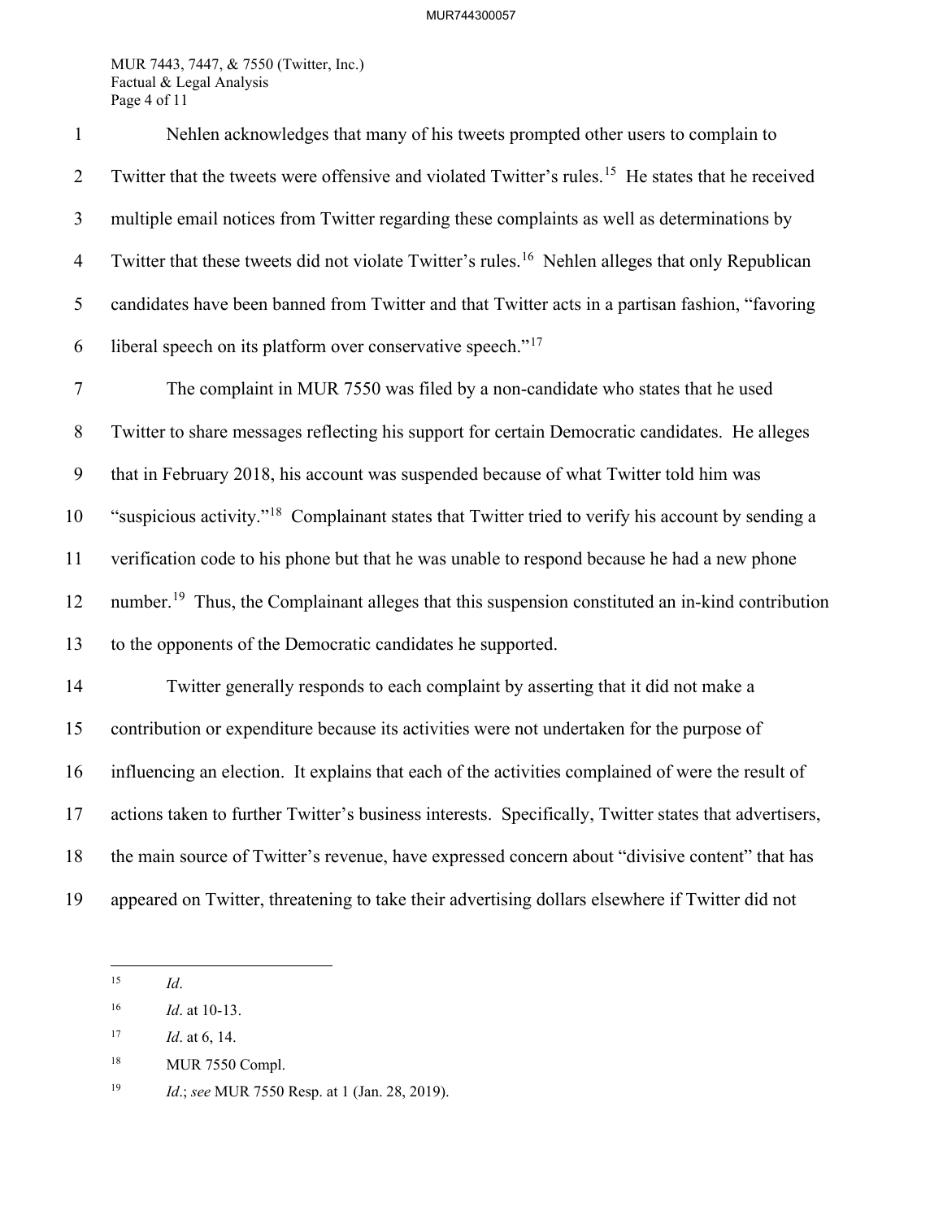Nehlen acknowledges that many of his tweets prompted other users to complain to Twitter that the tweets were offensive and violated Twitter's rules.[15] He states that he received multiple email notices from Twitter regarding these complaints as well as determinations by Twitter that these tweets did not violate Twitter's rules.[16] Nehlen alleges that only Republican candidates have been banned from Twitter and that Twitter acts in a partisan fashion, "favoring liberal speech on its platform over conservative speech."[17]

The complaint in MUR 7550 was filed by a non-candidate who states that he used Twitter to share messages reflecting his support for certain Democratic candidates. He alleges that in February 2018, his account was suspended because of what Twitter told him was "suspicious activity."[18] Complainant states that Twitter tried to verify his account by sending a verification code to his phone but that he was unable to respond because he had a new phone number.[19] Thus, the Complainant alleges that this suspension constituted an in-kind contribution to the opponents of the Democratic candidates he supported.

Twitter generally responds to each complaint by asserting that it did not make a contribution or expenditure because its activities were not undertaken for the purpose of influencing an election. It explains that each of the activities complained of were the result of actions taken to further Twitter's business interests. Specifically, Twitter states that advertisers, the main source of Twitter's revenue, have expressed concern about "divisive content" that has appeared on Twitter, threatening to take their advertising dollars elsewhere if Twitter did not

---

[15] *Id*.

[16] *Id*. at 10-13.

[17] *Id*. at 6, 14.

[18] MUR 7550 Compl.

[19] *Id*.; *see* MUR 7550 Resp. at 1 (Jan. 28, 2019).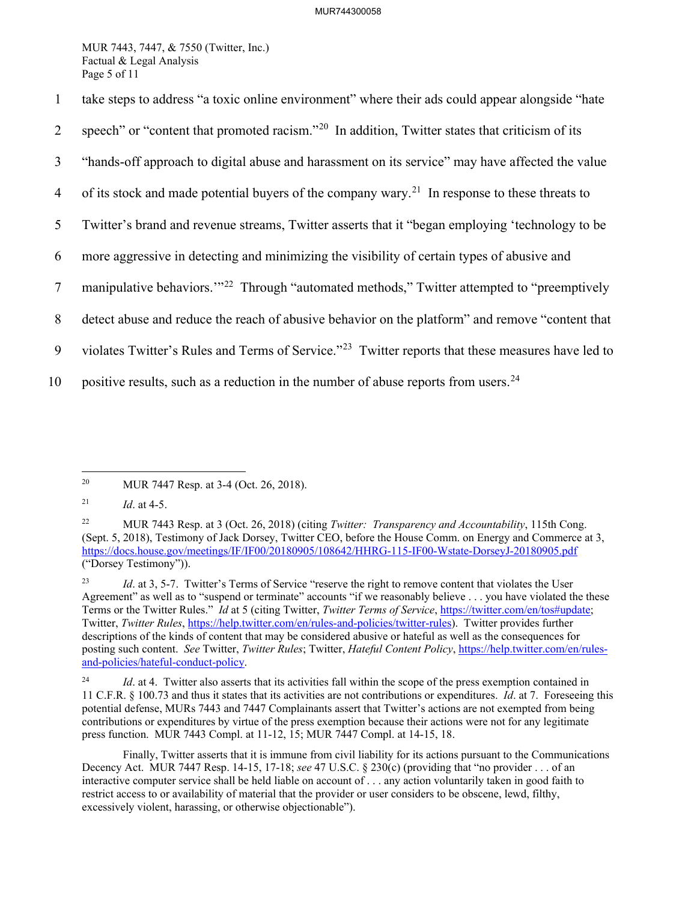take steps to address "a toxic online environment" where their ads could appear alongside "hate speech" or "content that promoted racism."[20] In addition, Twitter states that criticism of its "hands-off approach to digital abuse and harassment on its service" may have affected the value of its stock and made potential buyers of the company wary.[21] In response to these threats to Twitter's brand and revenue streams, Twitter asserts that it "began employing 'technology to be more aggressive in detecting and minimizing the visibility of certain types of abusive and manipulative behaviors.'"[22] Through "automated methods," Twitter attempted to "preemptively detect abuse and reduce the reach of abusive behavior on the platform" and remove "content that violates Twitter's Rules and Terms of Service."[23] Twitter reports that these measures have led to positive results, such as a reduction in the number of abuse reports from users.[24]

---

[20] MUR 7447 Resp. at 3-4 (Oct. 26, 2018).

[21] *Id*. at 4-5.

[22] MUR 7443 Resp. at 3 (Oct. 26, 2018) (citing *Twitter: Transparency and Accountability*, 115th Cong. (Sept. 5, 2018), Testimony of Jack Dorsey, Twitter CEO, before the House Comm. on Energy and Commerce at 3, https://docs.house.gov/meetings/IF/IF00/20180905/108642/HHRG-115-IF00-Wstate-DorseyJ-20180905.pdf ("Dorsey Testimony")).

[23] *Id*. at 3, 5-7. Twitter's Terms of Service "reserve the right to remove content that violates the User Agreement" as well as to "suspend or terminate" accounts "if we reasonably believe . . . you have violated the these Terms or the Twitter Rules." *Id* at 5 (citing Twitter, *Twitter Terms of Service*, https://twitter.com/en/tos#update; Twitter, *Twitter Rules*, https://help.twitter.com/en/rules-and-policies/twitter-rules). Twitter provides further descriptions of the kinds of content that may be considered abusive or hateful as well as the consequences for posting such content. *See* Twitter, *Twitter Rules*; Twitter, *Hateful Content Policy*, https://help.twitter.com/en/rules-and-policies/hateful-conduct-policy.

[24] *Id*. at 4. Twitter also asserts that its activities fall within the scope of the press exemption contained in 11 C.F.R. § 100.73 and thus it states that its activities are not contributions or expenditures. *Id*. at 7. Foreseeing this potential defense, MURs 7443 and 7447 Complainants assert that Twitter's actions are not exempted from being contributions or expenditures by virtue of the press exemption because their actions were not for any legitimate press function. MUR 7443 Compl. at 11-12, 15; MUR 7447 Compl. at 14-15, 18.

Finally, Twitter asserts that it is immune from civil liability for its actions pursuant to the Communications Decency Act. MUR 7447 Resp. 14-15, 17-18; *see* 47 U.S.C. § 230(c) (providing that "no provider . . . of an interactive computer service shall be held liable on account of . . . any action voluntarily taken in good faith to restrict access to or availability of material that the provider or user considers to be obscene, lewd, filthy, excessively violent, harassing, or otherwise objectionable").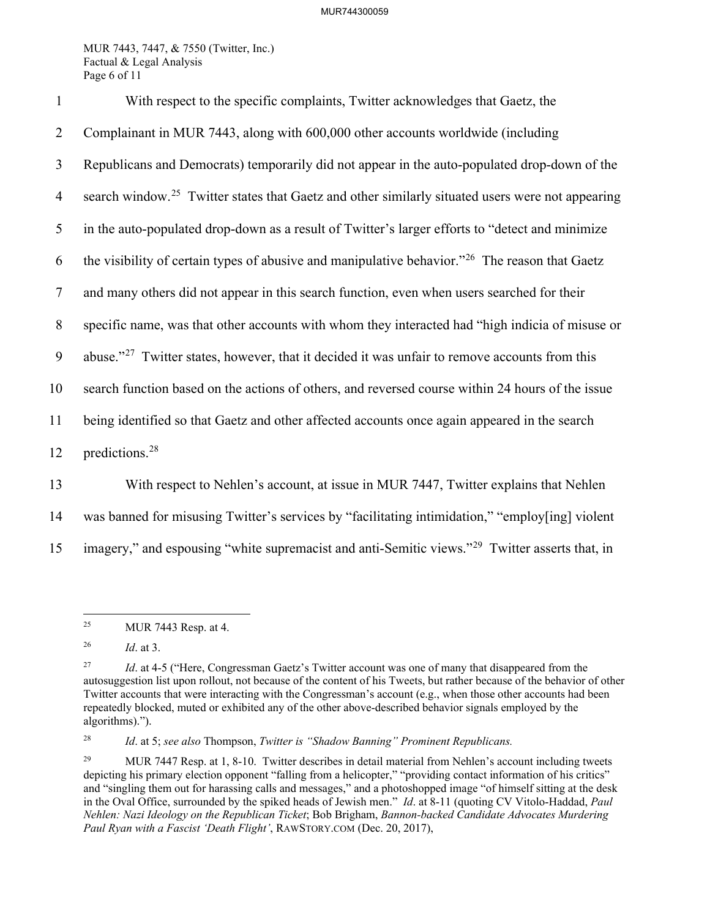With respect to the specific complaints, Twitter acknowledges that Gaetz, the Complainant in MUR 7443, along with 600,000 other accounts worldwide (including Republicans and Democrats) temporarily did not appear in the auto-populated drop-down of the search window.[25] Twitter states that Gaetz and other similarly situated users were not appearing in the auto-populated drop-down as a result of Twitter's larger efforts to "detect and minimize the visibility of certain types of abusive and manipulative behavior."[26] The reason that Gaetz and many others did not appear in this search function, even when users searched for their specific name, was that other accounts with whom they interacted had "high indicia of misuse or abuse."[27] Twitter states, however, that it decided it was unfair to remove accounts from this search function based on the actions of others, and reversed course within 24 hours of the issue being identified so that Gaetz and other affected accounts once again appeared in the search predictions.[28]

With respect to Nehlen's account, at issue in MUR 7447, Twitter explains that Nehlen was banned for misusing Twitter's services by "facilitating intimidation," "employ[ing] violent imagery," and espousing "white supremacist and anti-Semitic views."[29] Twitter asserts that, in

---

[25] MUR 7443 Resp. at 4.

[26] *Id*. at 3.

[27] *Id*. at 4-5 ("Here, Congressman Gaetz's Twitter account was one of many that disappeared from the autosuggestion list upon rollout, not because of the content of his Tweets, but rather because of the behavior of other Twitter accounts that were interacting with the Congressman's account (e.g., when those other accounts had been repeatedly blocked, muted or exhibited any of the other above-described behavior signals employed by the algorithms).").

[28] *Id*. at 5; *see also* Thompson, *Twitter is "Shadow Banning" Prominent Republicans.*

[29] MUR 7447 Resp. at 1, 8-10. Twitter describes in detail material from Nehlen's account including tweets depicting his primary election opponent "falling from a helicopter," "providing contact information of his critics" and "singling them out for harassing calls and messages," and a photoshopped image "of himself sitting at the desk in the Oval Office, surrounded by the spiked heads of Jewish men." *Id*. at 8-11 (quoting CV Vitolo-Haddad, *Paul Nehlen: Nazi Ideology on the Republican Ticket*; Bob Brigham, *Bannon-backed Candidate Advocates Murdering Paul Ryan with a Fascist 'Death Flight'*, RAWSTORY.COM (Dec. 20, 2017),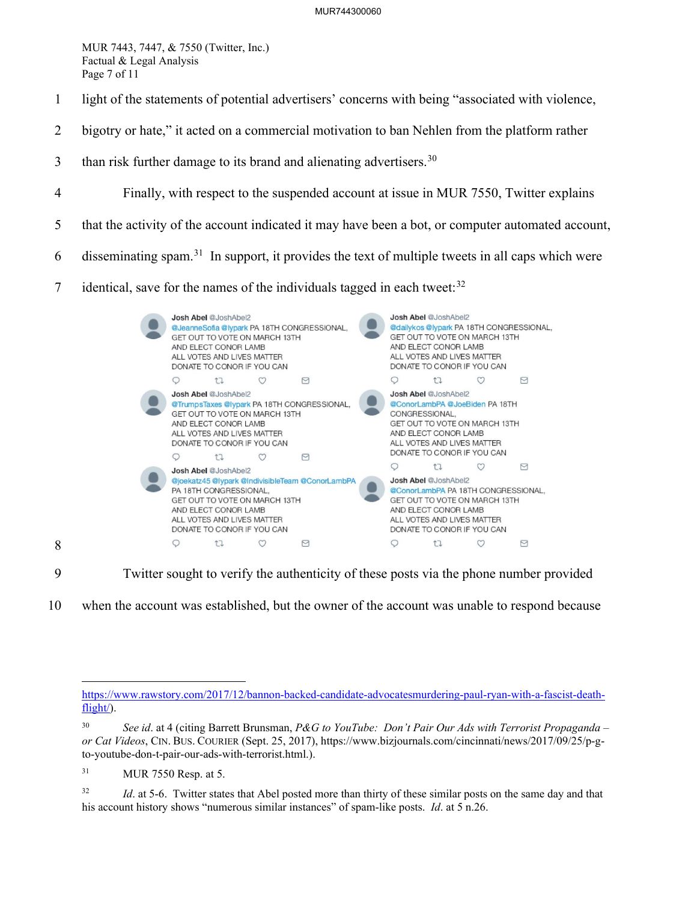light of the statements of potential advertisers' concerns with being "associated with violence, bigotry or hate," it acted on a commercial motivation to ban Nehlen from the platform rather than risk further damage to its brand and alienating advertisers.[30]

Finally, with respect to the suspended account at issue in MUR 7550, Twitter explains that the activity of the account indicated it may have been a bot, or computer automated account, disseminating spam.[31] In support, it provides the text of multiple tweets in all caps which were identical, save for the names of the individuals tagged in each tweet:[32]

> **Josh Abel** @JoshAbel2
> @JeanneSofia @lypark PA 18TH CONGRESSIONAL,
> GET OUT TO VOTE ON MARCH 13TH
> AND ELECT CONOR LAMB
> ALL VOTES AND LIVES MATTER
> DONATE TO CONOR IF YOU CAN

> **Josh Abel** @JoshAbel2
> @dailykos @lypark PA 18TH CONGRESSIONAL,
> GET OUT TO VOTE ON MARCH 13TH
> AND ELECT CONOR LAMB
> ALL VOTES AND LIVES MATTER
> DONATE TO CONOR IF YOU CAN

> **Josh Abel** @JoshAbel2
> @TrumpsTaxes @lypark PA 18TH CONGRESSIONAL,
> GET OUT TO VOTE ON MARCH 13TH
> AND ELECT CONOR LAMB
> ALL VOTES AND LIVES MATTER
> DONATE TO CONOR IF YOU CAN

> **Josh Abel** @JoshAbel2
> @ConorLambPA @JoeBiden PA 18TH CONGRESSIONAL,
> GET OUT TO VOTE ON MARCH 13TH
> AND ELECT CONOR LAMB
> ALL VOTES AND LIVES MATTER
> DONATE TO CONOR IF YOU CAN

> **Josh Abel** @JoshAbel2
> @joekatz45 @lypark @IndivisibleTeam @ConorLambPA PA 18TH CONGRESSIONAL,
> GET OUT TO VOTE ON MARCH 13TH
> AND ELECT CONOR LAMB
> ALL VOTES AND LIVES MATTER
> DONATE TO CONOR IF YOU CAN

> **Josh Abel** @JoshAbel2
> @ConorLambPA PA 18TH CONGRESSIONAL,
> GET OUT TO VOTE ON MARCH 13TH
> AND ELECT CONOR LAMB
> ALL VOTES AND LIVES MATTER
> DONATE TO CONOR IF YOU CAN

Twitter sought to verify the authenticity of these posts via the phone number provided when the account was established, but the owner of the account was unable to respond because

---

https://www.rawstory.com/2017/12/bannon-backed-candidate-advocatesmurdering-paul-ryan-with-a-fascist-death-flight/).

[30] *See id*. at 4 (citing Barrett Brunsman, *P&G to YouTube: Don't Pair Our Ads with Terrorist Propaganda – or Cat Videos*, CIN. BUS. COURIER (Sept. 25, 2017), https://www.bizjournals.com/cincinnati/news/2017/09/25/p-g-to-youtube-don-t-pair-our-ads-with-terrorist.html.).

[31] MUR 7550 Resp. at 5.

[32] *Id*. at 5-6. Twitter states that Abel posted more than thirty of these similar posts on the same day and that his account history shows "numerous similar instances" of spam-like posts. *Id*. at 5 n.26.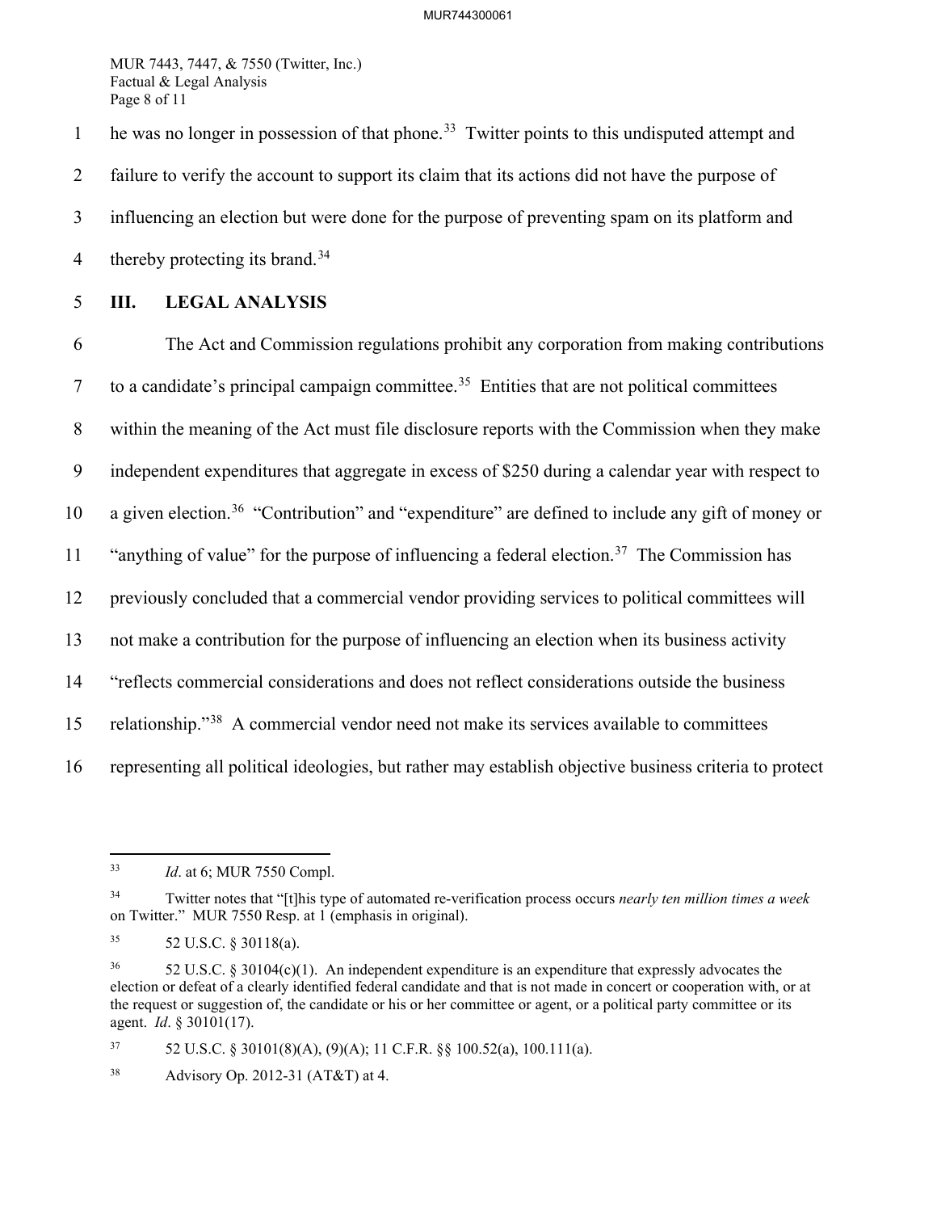he was no longer in possession of that phone.[33] Twitter points to this undisputed attempt and failure to verify the account to support its claim that its actions did not have the purpose of influencing an election but were done for the purpose of preventing spam on its platform and thereby protecting its brand.[34]

## III. LEGAL ANALYSIS

The Act and Commission regulations prohibit any corporation from making contributions to a candidate's principal campaign committee.[35] Entities that are not political committees within the meaning of the Act must file disclosure reports with the Commission when they make independent expenditures that aggregate in excess of $250 during a calendar year with respect to a given election.[36] "Contribution" and "expenditure" are defined to include any gift of money or "anything of value" for the purpose of influencing a federal election.[37] The Commission has previously concluded that a commercial vendor providing services to political committees will not make a contribution for the purpose of influencing an election when its business activity "reflects commercial considerations and does not reflect considerations outside the business relationship."[38] A commercial vendor need not make its services available to committees representing all political ideologies, but rather may establish objective business criteria to protect

---

[33] *Id*. at 6; MUR 7550 Compl.

[34] Twitter notes that "[t]his type of automated re-verification process occurs *nearly ten million times a week* on Twitter." MUR 7550 Resp. at 1 (emphasis in original).

[35] 52 U.S.C. § 30118(a).

[36] 52 U.S.C. § 30104(c)(1). An independent expenditure is an expenditure that expressly advocates the election or defeat of a clearly identified federal candidate and that is not made in concert or cooperation with, or at the request or suggestion of, the candidate or his or her committee or agent, or a political party committee or its agent. *Id*. § 30101(17).

[37] 52 U.S.C. § 30101(8)(A), (9)(A); 11 C.F.R. §§ 100.52(a), 100.111(a).

[38] Advisory Op. 2012-31 (AT&T) at 4.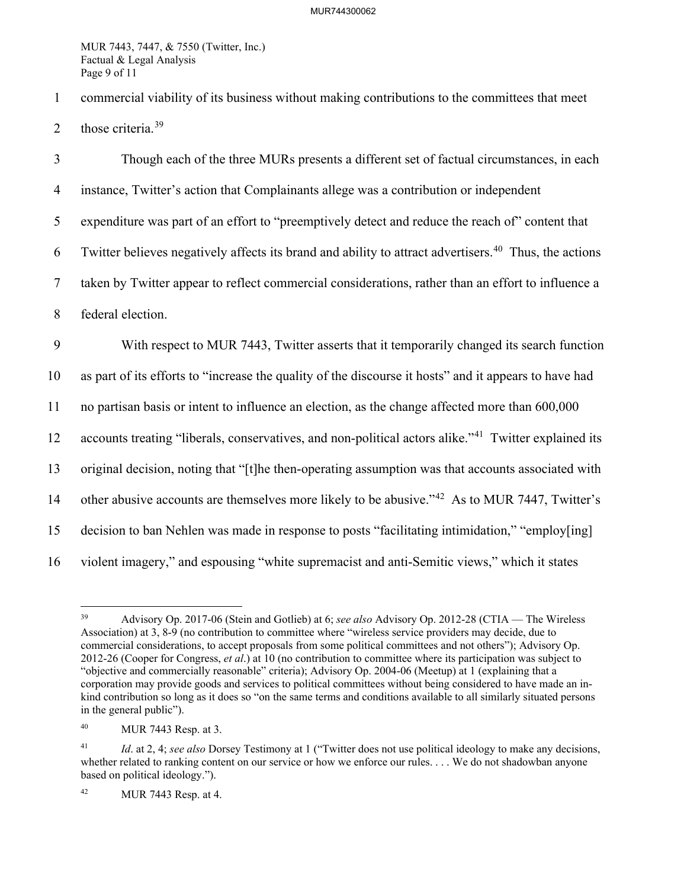commercial viability of its business without making contributions to the committees that meet those criteria.[39]

Though each of the three MURs presents a different set of factual circumstances, in each instance, Twitter's action that Complainants allege was a contribution or independent expenditure was part of an effort to "preemptively detect and reduce the reach of" content that Twitter believes negatively affects its brand and ability to attract advertisers.[40] Thus, the actions taken by Twitter appear to reflect commercial considerations, rather than an effort to influence a federal election.

With respect to MUR 7443, Twitter asserts that it temporarily changed its search function as part of its efforts to "increase the quality of the discourse it hosts" and it appears to have had no partisan basis or intent to influence an election, as the change affected more than 600,000 accounts treating "liberals, conservatives, and non-political actors alike."[41] Twitter explained its original decision, noting that "[t]he then-operating assumption was that accounts associated with other abusive accounts are themselves more likely to be abusive."[42] As to MUR 7447, Twitter's decision to ban Nehlen was made in response to posts "facilitating intimidation," "employ[ing] violent imagery," and espousing "white supremacist and anti-Semitic views," which it states

---

[39] Advisory Op. 2017-06 (Stein and Gotlieb) at 6; *see also* Advisory Op. 2012-28 (CTIA — The Wireless Association) at 3, 8-9 (no contribution to committee where "wireless service providers may decide, due to commercial considerations, to accept proposals from some political committees and not others"); Advisory Op. 2012-26 (Cooper for Congress, *et al*.) at 10 (no contribution to committee where its participation was subject to "objective and commercially reasonable" criteria); Advisory Op. 2004-06 (Meetup) at 1 (explaining that a corporation may provide goods and services to political committees without being considered to have made an in-kind contribution so long as it does so "on the same terms and conditions available to all similarly situated persons in the general public").

[40] MUR 7443 Resp. at 3.

[41] *Id*. at 2, 4; *see also* Dorsey Testimony at 1 ("Twitter does not use political ideology to make any decisions, whether related to ranking content on our service or how we enforce our rules. . . . We do not shadowban anyone based on political ideology.").

[42] MUR 7443 Resp. at 4.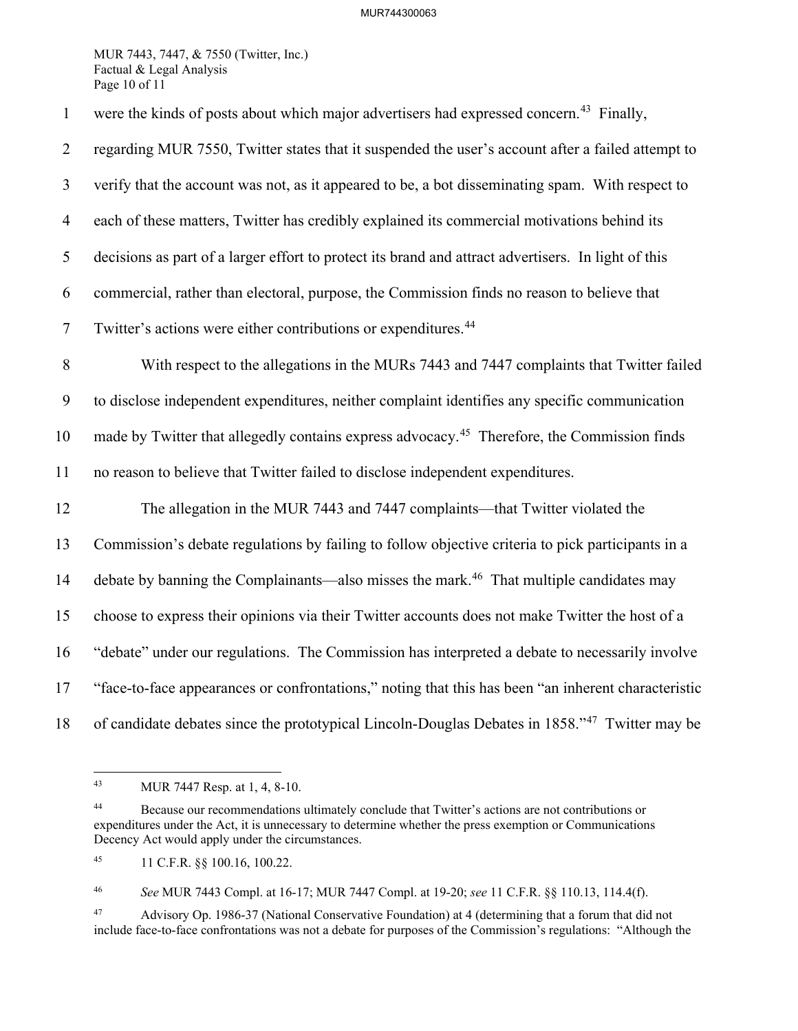were the kinds of posts about which major advertisers had expressed concern.[43] Finally, regarding MUR 7550, Twitter states that it suspended the user's account after a failed attempt to verify that the account was not, as it appeared to be, a bot disseminating spam. With respect to each of these matters, Twitter has credibly explained its commercial motivations behind its decisions as part of a larger effort to protect its brand and attract advertisers. In light of this commercial, rather than electoral, purpose, the Commission finds no reason to believe that Twitter's actions were either contributions or expenditures.[44]

With respect to the allegations in the MURs 7443 and 7447 complaints that Twitter failed to disclose independent expenditures, neither complaint identifies any specific communication made by Twitter that allegedly contains express advocacy.[45] Therefore, the Commission finds no reason to believe that Twitter failed to disclose independent expenditures.

The allegation in the MUR 7443 and 7447 complaints—that Twitter violated the Commission's debate regulations by failing to follow objective criteria to pick participants in a debate by banning the Complainants—also misses the mark.[46] That multiple candidates may choose to express their opinions via their Twitter accounts does not make Twitter the host of a "debate" under our regulations. The Commission has interpreted a debate to necessarily involve "face-to-face appearances or confrontations," noting that this has been "an inherent characteristic of candidate debates since the prototypical Lincoln-Douglas Debates in 1858."[47] Twitter may be

---

[43] MUR 7447 Resp. at 1, 4, 8-10.

[44] Because our recommendations ultimately conclude that Twitter's actions are not contributions or expenditures under the Act, it is unnecessary to determine whether the press exemption or Communications Decency Act would apply under the circumstances.

[45] 11 C.F.R. §§ 100.16, 100.22.

[46] *See* MUR 7443 Compl. at 16-17; MUR 7447 Compl. at 19-20; *see* 11 C.F.R. §§ 110.13, 114.4(f).

[47] Advisory Op. 1986-37 (National Conservative Foundation) at 4 (determining that a forum that did not include face-to-face confrontations was not a debate for purposes of the Commission's regulations: "Although the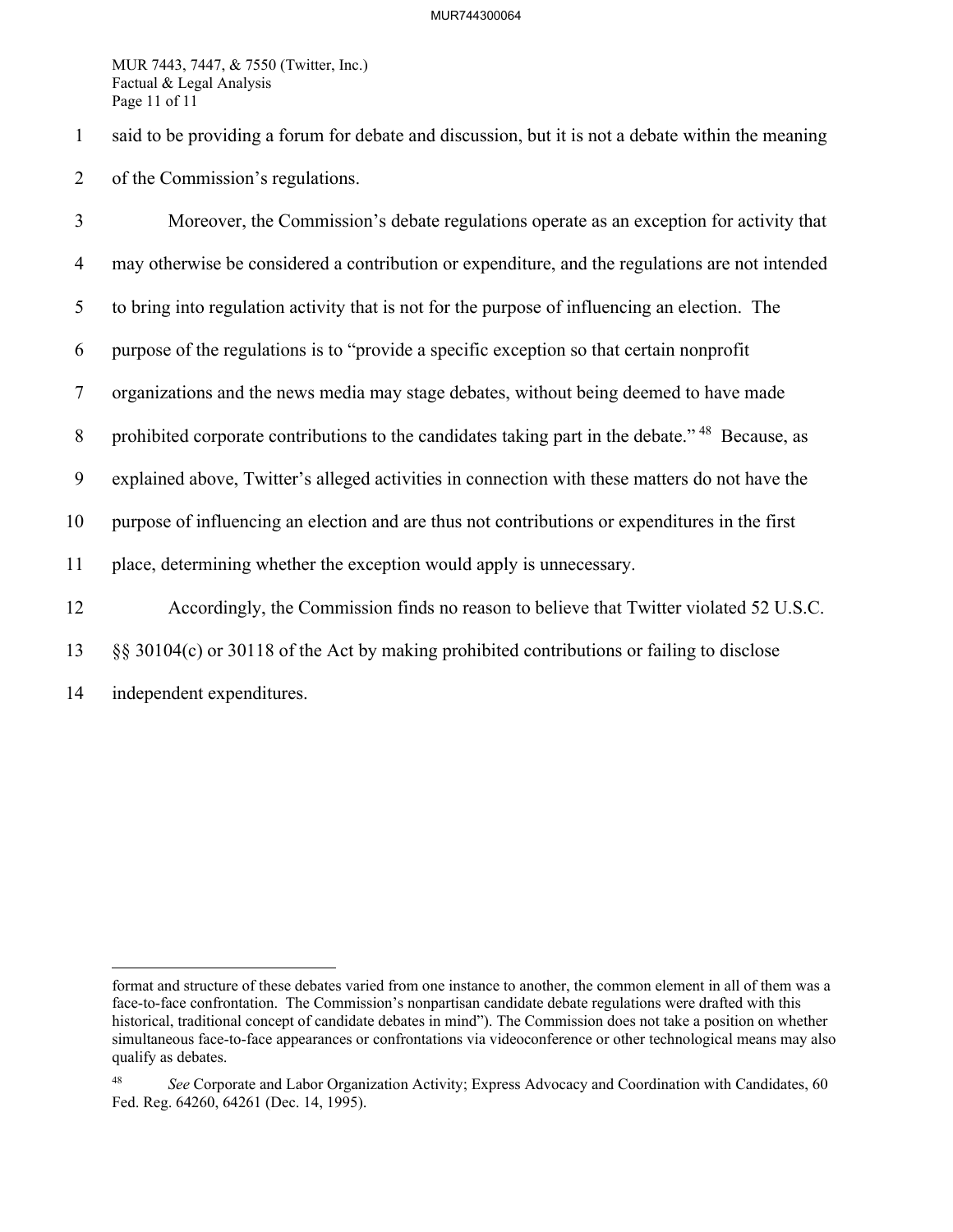said to be providing a forum for debate and discussion, but it is not a debate within the meaning of the Commission's regulations.

Moreover, the Commission's debate regulations operate as an exception for activity that may otherwise be considered a contribution or expenditure, and the regulations are not intended to bring into regulation activity that is not for the purpose of influencing an election. The purpose of the regulations is to "provide a specific exception so that certain nonprofit organizations and the news media may stage debates, without being deemed to have made prohibited corporate contributions to the candidates taking part in the debate."[48] Because, as explained above, Twitter's alleged activities in connection with these matters do not have the purpose of influencing an election and are thus not contributions or expenditures in the first place, determining whether the exception would apply is unnecessary.

Accordingly, the Commission finds no reason to believe that Twitter violated 52 U.S.C. §§ 30104(c) or 30118 of the Act by making prohibited contributions or failing to disclose independent expenditures.

---

format and structure of these debates varied from one instance to another, the common element in all of them was a face-to-face confrontation. The Commission's nonpartisan candidate debate regulations were drafted with this historical, traditional concept of candidate debates in mind"). The Commission does not take a position on whether simultaneous face-to-face appearances or confrontations via videoconference or other technological means may also qualify as debates.

[48] *See* Corporate and Labor Organization Activity; Express Advocacy and Coordination with Candidates, 60 Fed. Reg. 64260, 64261 (Dec. 14, 1995).